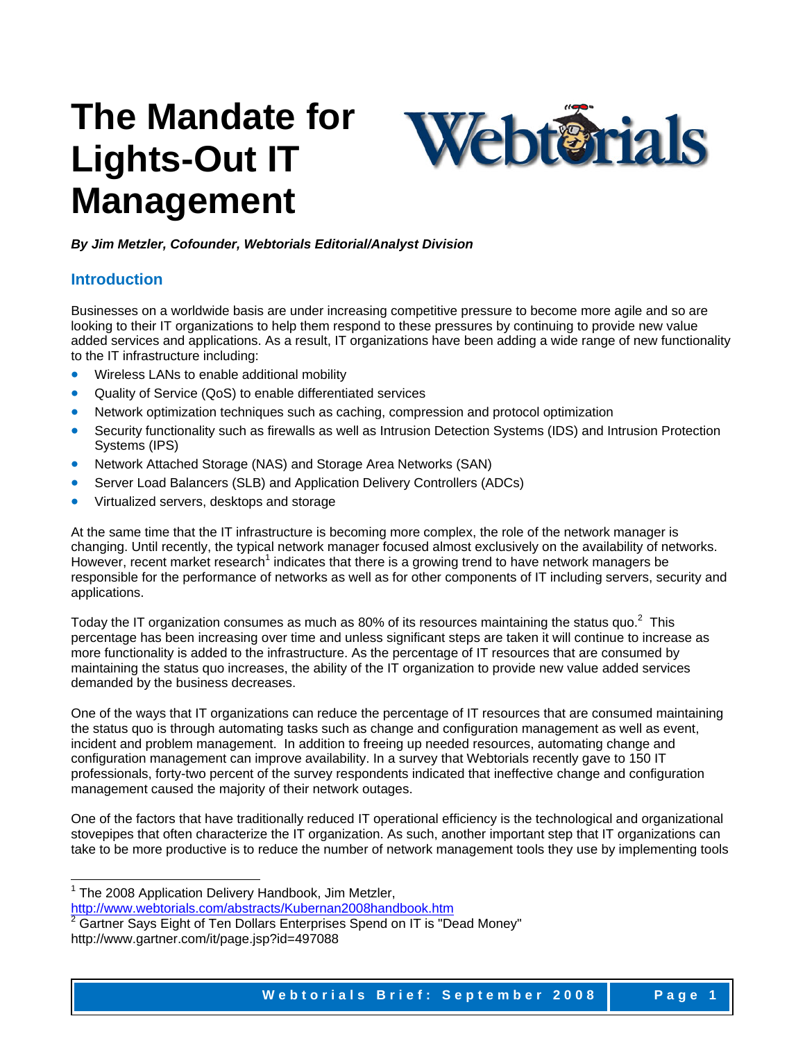# The Mandate for Lights-Out IT Management

***By Jim Metzler, Cofounder, Webtorials Editorial/Analyst Division***

## Introduction

Businesses on a worldwide basis are under increasing competitive pressure to become more agile and so are looking to their IT organizations to help them respond to these pressures by continuing to provide new value added services and applications. As a result, IT organizations have been adding a wide range of new functionality to the IT infrastructure including:

- Wireless LANs to enable additional mobility
- Quality of Service (QoS) to enable differentiated services
- Network optimization techniques such as caching, compression and protocol optimization
- Security functionality such as firewalls as well as Intrusion Detection Systems (IDS) and Intrusion Protection Systems (IPS)
- Network Attached Storage (NAS) and Storage Area Networks (SAN)
- Server Load Balancers (SLB) and Application Delivery Controllers (ADCs)
- Virtualized servers, desktops and storage

At the same time that the IT infrastructure is becoming more complex, the role of the network manager is changing. Until recently, the typical network manager focused almost exclusively on the availability of networks. However, recent market research[1] indicates that there is a growing trend to have network managers be responsible for the performance of networks as well as for other components of IT including servers, security and applications.

Today the IT organization consumes as much as 80% of its resources maintaining the status quo.[2] This percentage has been increasing over time and unless significant steps are taken it will continue to increase as more functionality is added to the infrastructure. As the percentage of IT resources that are consumed by maintaining the status quo increases, the ability of the IT organization to provide new value added services demanded by the business decreases.

One of the ways that IT organizations can reduce the percentage of IT resources that are consumed maintaining the status quo is through automating tasks such as change and configuration management as well as event, incident and problem management. In addition to freeing up needed resources, automating change and configuration management can improve availability. In a survey that Webtorials recently gave to 150 IT professionals, forty-two percent of the survey respondents indicated that ineffective change and configuration management caused the majority of their network outages.

One of the factors that have traditionally reduced IT operational efficiency is the technological and organizational stovepipes that often characterize the IT organization. As such, another important step that IT organizations can take to be more productive is to reduce the number of network management tools they use by implementing tools

---

[1] The 2008 Application Delivery Handbook, Jim Metzler, http://www.webtorials.com/abstracts/Kubernan2008handbook.htm

[2] Gartner Says Eight of Ten Dollars Enterprises Spend on IT is "Dead Money" http://www.gartner.com/it/page.jsp?id=497088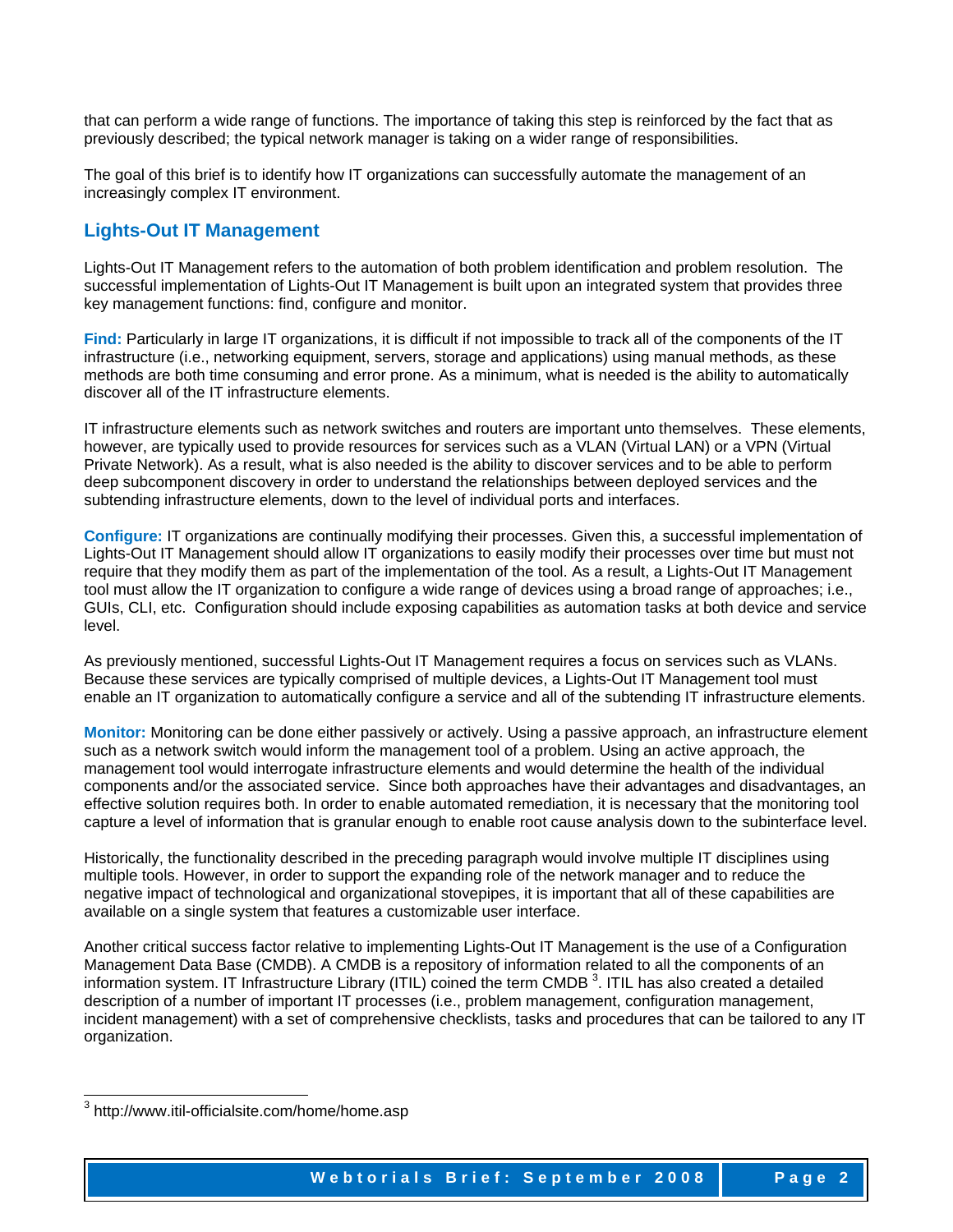that can perform a wide range of functions. The importance of taking this step is reinforced by the fact that as previously described; the typical network manager is taking on a wider range of responsibilities.

The goal of this brief is to identify how IT organizations can successfully automate the management of an increasingly complex IT environment.

## Lights-Out IT Management

Lights-Out IT Management refers to the automation of both problem identification and problem resolution. The successful implementation of Lights-Out IT Management is built upon an integrated system that provides three key management functions: find, configure and monitor.

**Find:** Particularly in large IT organizations, it is difficult if not impossible to track all of the components of the IT infrastructure (i.e., networking equipment, servers, storage and applications) using manual methods, as these methods are both time consuming and error prone. As a minimum, what is needed is the ability to automatically discover all of the IT infrastructure elements.

IT infrastructure elements such as network switches and routers are important unto themselves. These elements, however, are typically used to provide resources for services such as a VLAN (Virtual LAN) or a VPN (Virtual Private Network). As a result, what is also needed is the ability to discover services and to be able to perform deep subcomponent discovery in order to understand the relationships between deployed services and the subtending infrastructure elements, down to the level of individual ports and interfaces.

**Configure:** IT organizations are continually modifying their processes. Given this, a successful implementation of Lights-Out IT Management should allow IT organizations to easily modify their processes over time but must not require that they modify them as part of the implementation of the tool. As a result, a Lights-Out IT Management tool must allow the IT organization to configure a wide range of devices using a broad range of approaches; i.e., GUIs, CLI, etc. Configuration should include exposing capabilities as automation tasks at both device and service level.

As previously mentioned, successful Lights-Out IT Management requires a focus on services such as VLANs. Because these services are typically comprised of multiple devices, a Lights-Out IT Management tool must enable an IT organization to automatically configure a service and all of the subtending IT infrastructure elements.

**Monitor:** Monitoring can be done either passively or actively. Using a passive approach, an infrastructure element such as a network switch would inform the management tool of a problem. Using an active approach, the management tool would interrogate infrastructure elements and would determine the health of the individual components and/or the associated service. Since both approaches have their advantages and disadvantages, an effective solution requires both. In order to enable automated remediation, it is necessary that the monitoring tool capture a level of information that is granular enough to enable root cause analysis down to the subinterface level.

Historically, the functionality described in the preceding paragraph would involve multiple IT disciplines using multiple tools. However, in order to support the expanding role of the network manager and to reduce the negative impact of technological and organizational stovepipes, it is important that all of these capabilities are available on a single system that features a customizable user interface.

Another critical success factor relative to implementing Lights-Out IT Management is the use of a Configuration Management Data Base (CMDB). A CMDB is a repository of information related to all the components of an information system. IT Infrastructure Library (ITIL) coined the term CMDB [3]. ITIL has also created a detailed description of a number of important IT processes (i.e., problem management, configuration management, incident management) with a set of comprehensive checklists, tasks and procedures that can be tailored to any IT organization.

---

[3] http://www.itil-officialsite.com/home/home.asp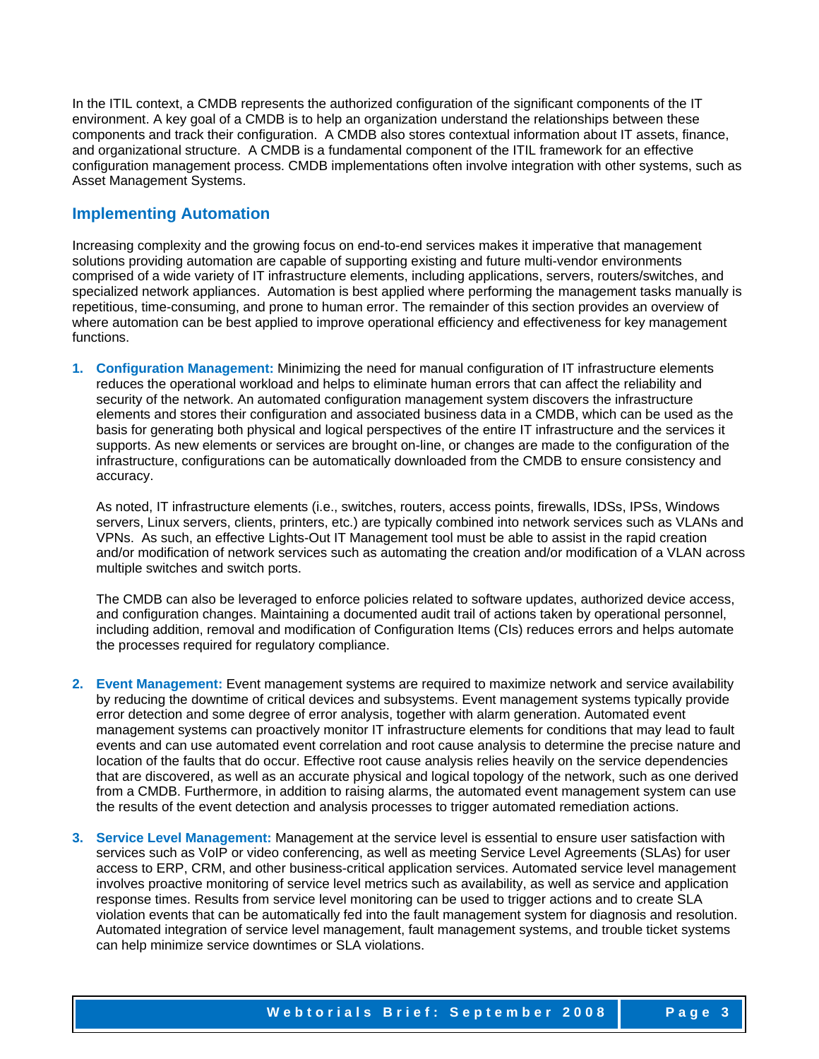In the ITIL context, a CMDB represents the authorized configuration of the significant components of the IT environment. A key goal of a CMDB is to help an organization understand the relationships between these components and track their configuration. A CMDB also stores contextual information about IT assets, finance, and organizational structure. A CMDB is a fundamental component of the ITIL framework for an effective configuration management process. CMDB implementations often involve integration with other systems, such as Asset Management Systems.

## Implementing Automation

Increasing complexity and the growing focus on end-to-end services makes it imperative that management solutions providing automation are capable of supporting existing and future multi-vendor environments comprised of a wide variety of IT infrastructure elements, including applications, servers, routers/switches, and specialized network appliances. Automation is best applied where performing the management tasks manually is repetitious, time-consuming, and prone to human error. The remainder of this section provides an overview of where automation can be best applied to improve operational efficiency and effectiveness for key management functions.

1. **Configuration Management:** Minimizing the need for manual configuration of IT infrastructure elements reduces the operational workload and helps to eliminate human errors that can affect the reliability and security of the network. An automated configuration management system discovers the infrastructure elements and stores their configuration and associated business data in a CMDB, which can be used as the basis for generating both physical and logical perspectives of the entire IT infrastructure and the services it supports. As new elements or services are brought on-line, or changes are made to the configuration of the infrastructure, configurations can be automatically downloaded from the CMDB to ensure consistency and accuracy.

   As noted, IT infrastructure elements (i.e., switches, routers, access points, firewalls, IDSs, IPSs, Windows servers, Linux servers, clients, printers, etc.) are typically combined into network services such as VLANs and VPNs. As such, an effective Lights-Out IT Management tool must be able to assist in the rapid creation and/or modification of network services such as automating the creation and/or modification of a VLAN across multiple switches and switch ports.

   The CMDB can also be leveraged to enforce policies related to software updates, authorized device access, and configuration changes. Maintaining a documented audit trail of actions taken by operational personnel, including addition, removal and modification of Configuration Items (CIs) reduces errors and helps automate the processes required for regulatory compliance.

2. **Event Management:** Event management systems are required to maximize network and service availability by reducing the downtime of critical devices and subsystems. Event management systems typically provide error detection and some degree of error analysis, together with alarm generation. Automated event management systems can proactively monitor IT infrastructure elements for conditions that may lead to fault events and can use automated event correlation and root cause analysis to determine the precise nature and location of the faults that do occur. Effective root cause analysis relies heavily on the service dependencies that are discovered, as well as an accurate physical and logical topology of the network, such as one derived from a CMDB. Furthermore, in addition to raising alarms, the automated event management system can use the results of the event detection and analysis processes to trigger automated remediation actions.

3. **Service Level Management:** Management at the service level is essential to ensure user satisfaction with services such as VoIP or video conferencing, as well as meeting Service Level Agreements (SLAs) for user access to ERP, CRM, and other business-critical application services. Automated service level management involves proactive monitoring of service level metrics such as availability, as well as service and application response times. Results from service level monitoring can be used to trigger actions and to create SLA violation events that can be automatically fed into the fault management system for diagnosis and resolution. Automated integration of service level management, fault management systems, and trouble ticket systems can help minimize service downtimes or SLA violations.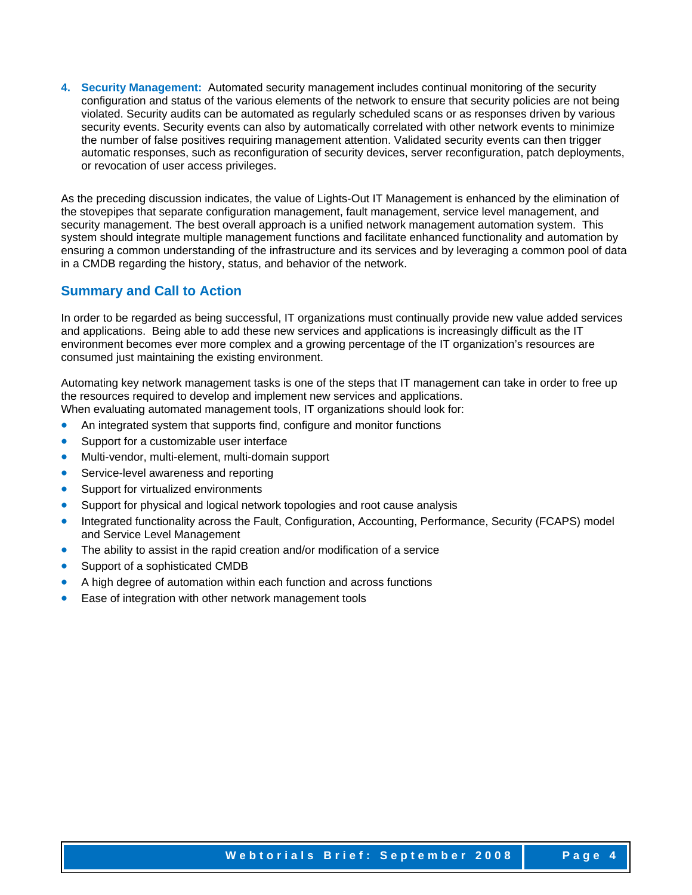4. **Security Management:** Automated security management includes continual monitoring of the security configuration and status of the various elements of the network to ensure that security policies are not being violated. Security audits can be automated as regularly scheduled scans or as responses driven by various security events. Security events can also by automatically correlated with other network events to minimize the number of false positives requiring management attention. Validated security events can then trigger automatic responses, such as reconfiguration of security devices, server reconfiguration, patch deployments, or revocation of user access privileges.

As the preceding discussion indicates, the value of Lights-Out IT Management is enhanced by the elimination of the stovepipes that separate configuration management, fault management, service level management, and security management. The best overall approach is a unified network management automation system. This system should integrate multiple management functions and facilitate enhanced functionality and automation by ensuring a common understanding of the infrastructure and its services and by leveraging a common pool of data in a CMDB regarding the history, status, and behavior of the network.

## Summary and Call to Action

In order to be regarded as being successful, IT organizations must continually provide new value added services and applications. Being able to add these new services and applications is increasingly difficult as the IT environment becomes ever more complex and a growing percentage of the IT organization's resources are consumed just maintaining the existing environment.

Automating key network management tasks is one of the steps that IT management can take in order to free up the resources required to develop and implement new services and applications.
When evaluating automated management tools, IT organizations should look for:

- An integrated system that supports find, configure and monitor functions
- Support for a customizable user interface
- Multi-vendor, multi-element, multi-domain support
- Service-level awareness and reporting
- Support for virtualized environments
- Support for physical and logical network topologies and root cause analysis
- Integrated functionality across the Fault, Configuration, Accounting, Performance, Security (FCAPS) model and Service Level Management
- The ability to assist in the rapid creation and/or modification of a service
- Support of a sophisticated CMDB
- A high degree of automation within each function and across functions
- Ease of integration with other network management tools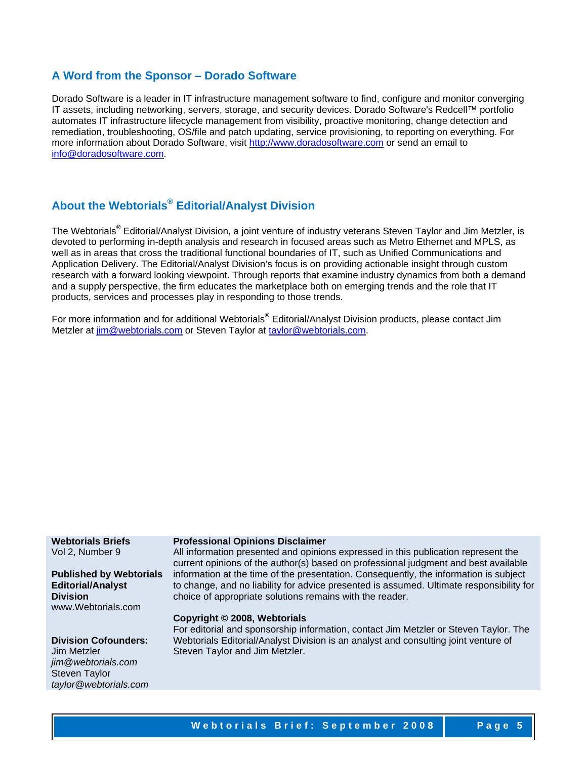## A Word from the Sponsor – Dorado Software

Dorado Software is a leader in IT infrastructure management software to find, configure and monitor converging IT assets, including networking, servers, storage, and security devices. Dorado Software's Redcell™ portfolio automates IT infrastructure lifecycle management from visibility, proactive monitoring, change detection and remediation, troubleshooting, OS/file and patch updating, service provisioning, to reporting on everything. For more information about Dorado Software, visit http://www.doradosoftware.com or send an email to info@doradosoftware.com.

## About the Webtorials® Editorial/Analyst Division

The Webtorials® Editorial/Analyst Division, a joint venture of industry veterans Steven Taylor and Jim Metzler, is devoted to performing in-depth analysis and research in focused areas such as Metro Ethernet and MPLS, as well as in areas that cross the traditional functional boundaries of IT, such as Unified Communications and Application Delivery. The Editorial/Analyst Division's focus is on providing actionable insight through custom research with a forward looking viewpoint. Through reports that examine industry dynamics from both a demand and a supply perspective, the firm educates the marketplace both on emerging trends and the role that IT products, services and processes play in responding to those trends.

For more information and for additional Webtorials® Editorial/Analyst Division products, please contact Jim Metzler at jim@webtorials.com or Steven Taylor at taylor@webtorials.com.

**Webtorials Briefs**
Vol 2, Number 9

**Published by Webtorials Editorial/Analyst Division**
www.Webtorials.com

**Division Cofounders:**
Jim Metzler
*jim@webtorials.com*
Steven Taylor
*taylor@webtorials.com*

**Professional Opinions Disclaimer**
All information presented and opinions expressed in this publication represent the current opinions of the author(s) based on professional judgment and best available information at the time of the presentation. Consequently, the information is subject to change, and no liability for advice presented is assumed. Ultimate responsibility for choice of appropriate solutions remains with the reader.

**Copyright © 2008, Webtorials**
For editorial and sponsorship information, contact Jim Metzler or Steven Taylor. The Webtorials Editorial/Analyst Division is an analyst and consulting joint venture of Steven Taylor and Jim Metzler.